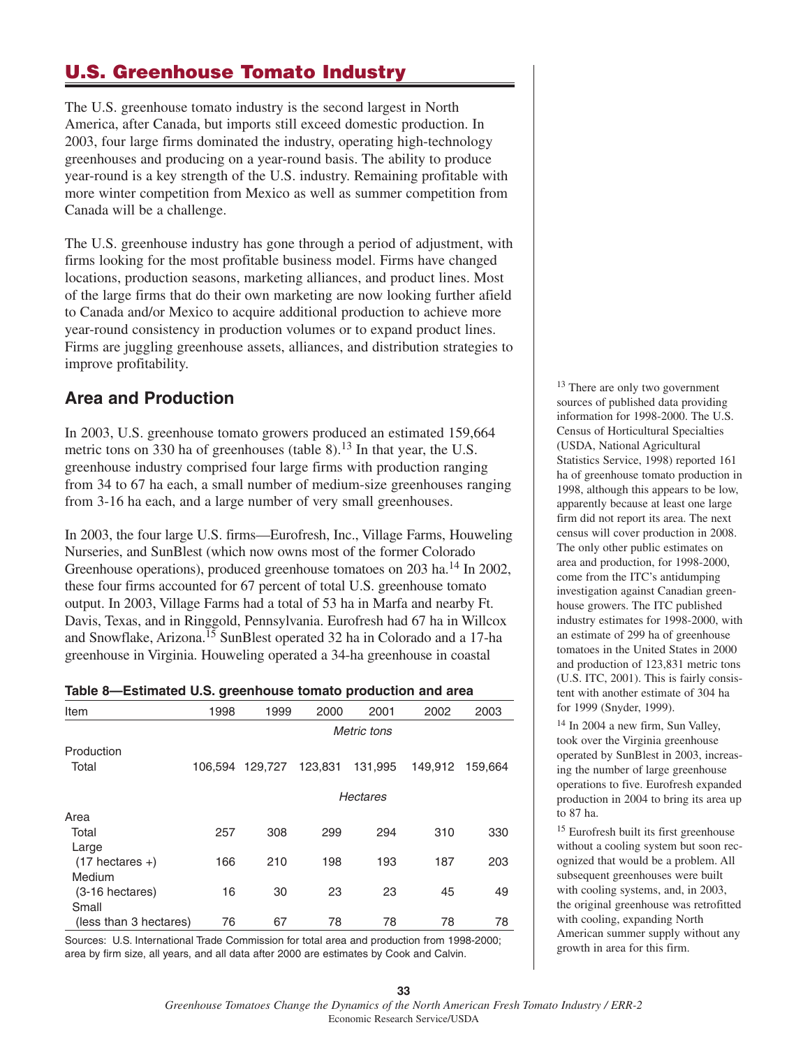# U.S. Greenhouse Tomato Industry

The U.S. greenhouse tomato industry is the second largest in North America, after Canada, but imports still exceed domestic production. In 2003, four large firms dominated the industry, operating high-technology greenhouses and producing on a year-round basis. The ability to produce year-round is a key strength of the U.S. industry. Remaining profitable with more winter competition from Mexico as well as summer competition from Canada will be a challenge.

The U.S. greenhouse industry has gone through a period of adjustment, with firms looking for the most profitable business model. Firms have changed locations, production seasons, marketing alliances, and product lines. Most of the large firms that do their own marketing are now looking further afield to Canada and/or Mexico to acquire additional production to achieve more year-round consistency in production volumes or to expand product lines. Firms are juggling greenhouse assets, alliances, and distribution strategies to improve profitability.

## Area and Production

In 2003, U.S. greenhouse tomato growers produced an estimated 159,664 metric tons on 330 ha of greenhouses (table 8).[13] In that year, the U.S. greenhouse industry comprised four large firms with production ranging from 34 to 67 ha each, a small number of medium-size greenhouses ranging from 3-16 ha each, and a large number of very small greenhouses.

In 2003, the four large U.S. firms—Eurofresh, Inc., Village Farms, Houweling Nurseries, and SunBlest (which now owns most of the former Colorado Greenhouse operations), produced greenhouse tomatoes on 203 ha.[14] In 2002, these four firms accounted for 67 percent of total U.S. greenhouse tomato output. In 2003, Village Farms had a total of 53 ha in Marfa and nearby Ft. Davis, Texas, and in Ringgold, Pennsylvania. Eurofresh had 67 ha in Willcox and Snowflake, Arizona.[15] SunBlest operated 32 ha in Colorado and a 17-ha greenhouse in Virginia. Houweling operated a 34-ha greenhouse in coastal

**Table 8—Estimated U.S. greenhouse tomato production and area**

| Item | 1998 | 1999 | 2000 | 2001 | 2002 | 2003 |
|---|---|---|---|---|---|---|
| | *Metric tons* | | | | | |
| Production | | | | | | |
| Total | 106,594 | 129,727 | 123,831 | 131,995 | 149,912 | 159,664 |
| | *Hectares* | | | | | |
| Area | | | | | | |
| Total | 257 | 308 | 299 | 294 | 310 | 330 |
| Large (17 hectares +) | 166 | 210 | 198 | 193 | 187 | 203 |
| Medium (3-16 hectares) | 16 | 30 | 23 | 23 | 45 | 49 |
| Small (less than 3 hectares) | 76 | 67 | 78 | 78 | 78 | 78 |

Sources: U.S. International Trade Commission for total area and production from 1998-2000; area by firm size, all years, and all data after 2000 are estimates by Cook and Calvin.

[13] There are only two government sources of published data providing information for 1998-2000. The U.S. Census of Horticultural Specialties (USDA, National Agricultural Statistics Service, 1998) reported 161 ha of greenhouse tomato production in 1998, although this appears to be low, apparently because at least one large firm did not report its area. The next census will cover production in 2008. The only other public estimates on area and production, for 1998-2000, come from the ITC's antidumping investigation against Canadian greenhouse growers. The ITC published industry estimates for 1998-2000, with an estimate of 299 ha of greenhouse tomatoes in the United States in 2000 and production of 123,831 metric tons (U.S. ITC, 2001). This is fairly consistent with another estimate of 304 ha for 1999 (Snyder, 1999).

[14] In 2004 a new firm, Sun Valley, took over the Virginia greenhouse operated by SunBlest in 2003, increasing the number of large greenhouse operations to five. Eurofresh expanded production in 2004 to bring its area up to 87 ha.

[15] Eurofresh built its first greenhouse without a cooling system but soon recognized that would be a problem. All subsequent greenhouses were built with cooling systems, and, in 2003, the original greenhouse was retrofitted with cooling, expanding North American summer supply without any growth in area for this firm.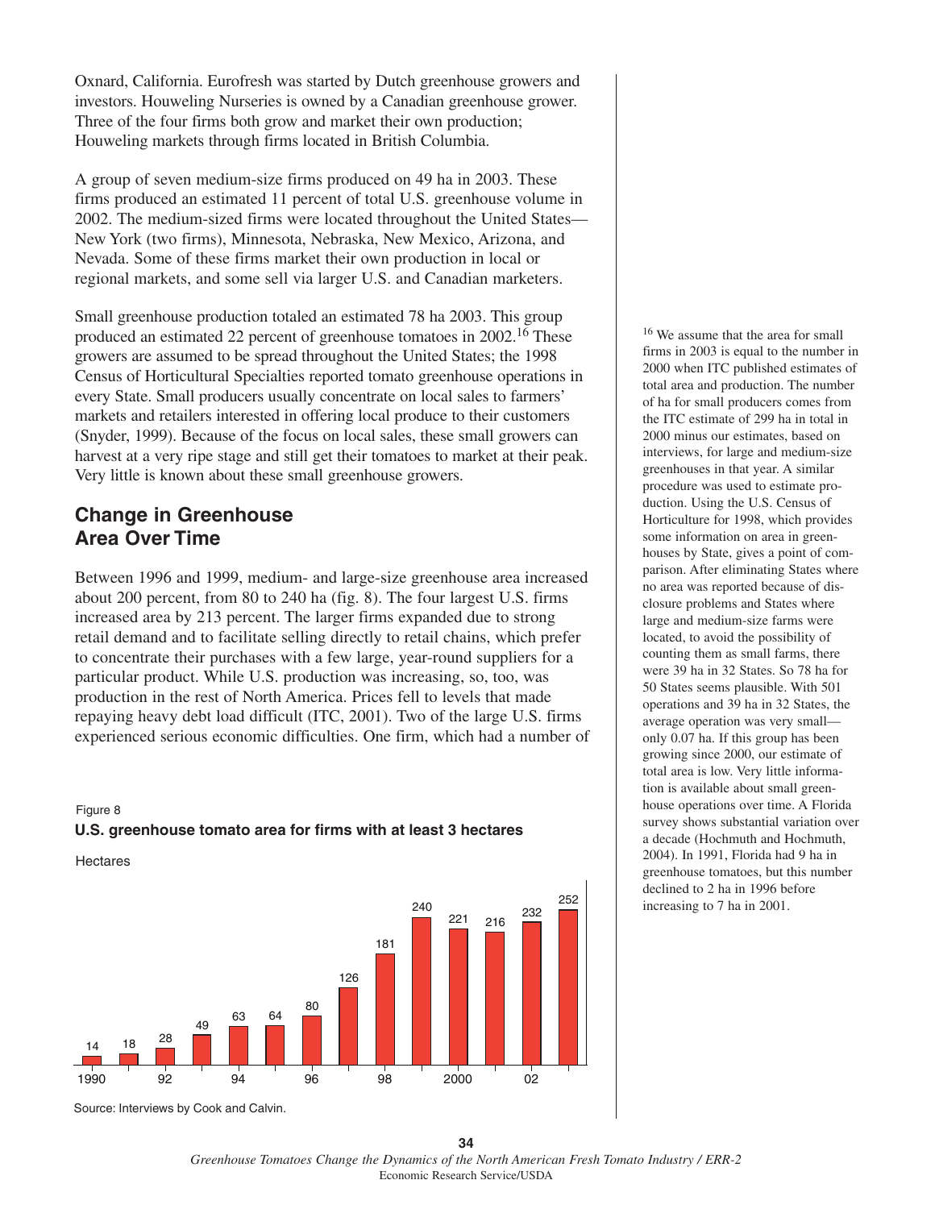Oxnard, California. Eurofresh was started by Dutch greenhouse growers and investors. Houweling Nurseries is owned by a Canadian greenhouse grower. Three of the four firms both grow and market their own production; Houweling markets through firms located in British Columbia.

A group of seven medium-size firms produced on 49 ha in 2003. These firms produced an estimated 11 percent of total U.S. greenhouse volume in 2002. The medium-sized firms were located throughout the United States—New York (two firms), Minnesota, Nebraska, New Mexico, Arizona, and Nevada. Some of these firms market their own production in local or regional markets, and some sell via larger U.S. and Canadian marketers.

Small greenhouse production totaled an estimated 78 ha 2003. This group produced an estimated 22 percent of greenhouse tomatoes in 2002.[16] These growers are assumed to be spread throughout the United States; the 1998 Census of Horticultural Specialties reported tomato greenhouse operations in every State. Small producers usually concentrate on local sales to farmers' markets and retailers interested in offering local produce to their customers (Snyder, 1999). Because of the focus on local sales, these small growers can harvest at a very ripe stage and still get their tomatoes to market at their peak. Very little is known about these small greenhouse growers.

## Change in Greenhouse Area Over Time

Between 1996 and 1999, medium- and large-size greenhouse area increased about 200 percent, from 80 to 240 ha (fig. 8). The four largest U.S. firms increased area by 213 percent. The larger firms expanded due to strong retail demand and to facilitate selling directly to retail chains, which prefer to concentrate their purchases with a few large, year-round suppliers for a particular product. While U.S. production was increasing, so, too, was production in the rest of North America. Prices fell to levels that made repaying heavy debt load difficult (ITC, 2001). Two of the large U.S. firms experienced serious economic difficulties. One firm, which had a number of

Figure 8

**U.S. greenhouse tomato area for firms with at least 3 hectares**

Hectares

| Year | Hectares |
|---|---|
| 1990 | 14 |
| 1991 | 18 |
| 1992 | 28 |
| 1993 | 49 |
| 1994 | 63 |
| 1995 | 64 |
| 1996 | 80 |
| 1997 | 126 |
| 1998 | 181 |
| 1999 | 240 |
| 2000 | 221 |
| 2001 | 216 |
| 2002 | 232 |
| 2003 | 252 |

Source: Interviews by Cook and Calvin.

[16] We assume that the area for small firms in 2003 is equal to the number in 2000 when ITC published estimates of total area and production. The number of ha for small producers comes from the ITC estimate of 299 ha in total in 2000 minus our estimates, based on interviews, for large and medium-size greenhouses in that year. A similar procedure was used to estimate production. Using the U.S. Census of Horticulture for 1998, which provides some information on area in greenhouses by State, gives a point of comparison. After eliminating States where no area was reported because of disclosure problems and States where large and medium-size farms were located, to avoid the possibility of counting them as small farms, there were 39 ha in 32 States. So 78 ha for 50 States seems plausible. With 501 operations and 39 ha in 32 States, the average operation was very small—only 0.07 ha. If this group has been growing since 2000, our estimate of total area is low. Very little information is available about small greenhouse operations over time. A Florida survey shows substantial variation over a decade (Hochmuth and Hochmuth, 2004). In 1991, Florida had 9 ha in greenhouse tomatoes, but this number declined to 2 ha in 1996 before increasing to 7 ha in 2001.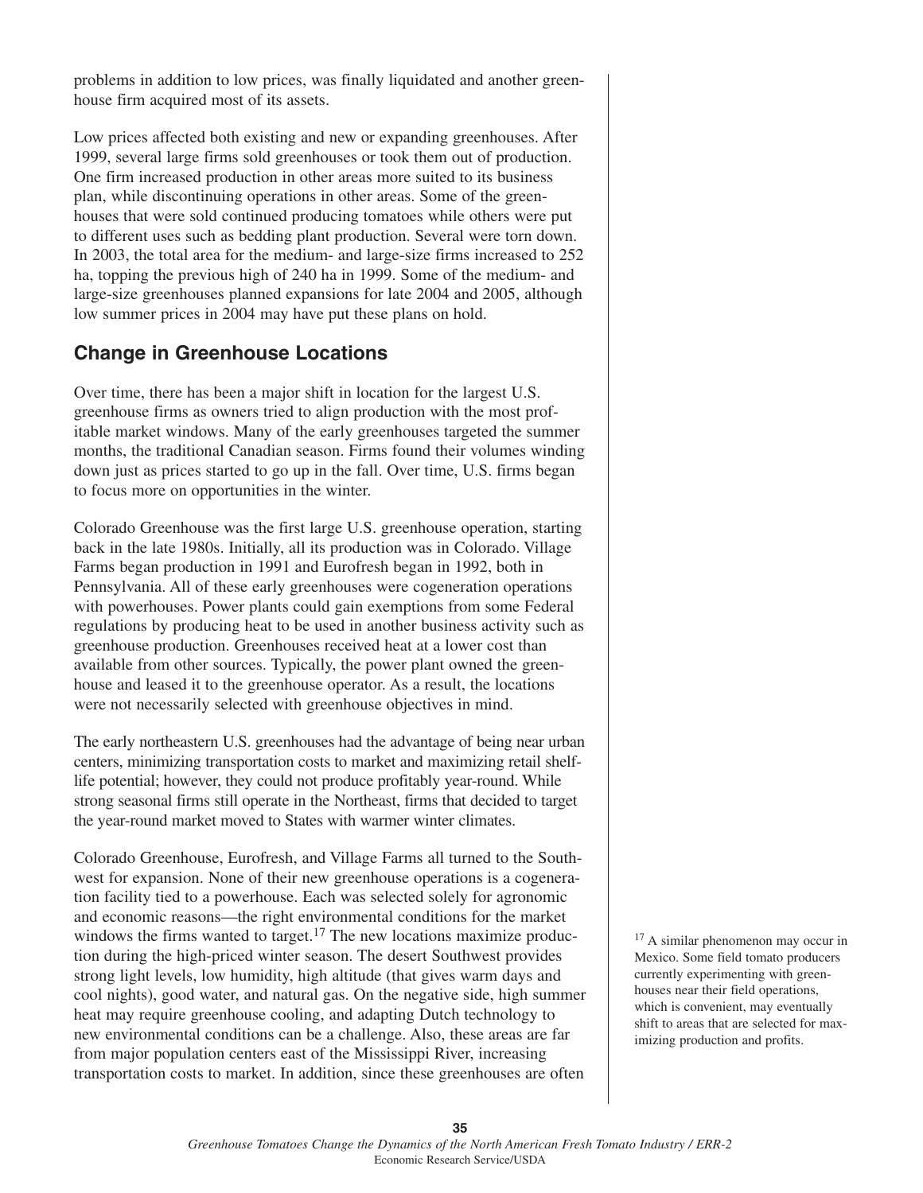problems in addition to low prices, was finally liquidated and another greenhouse firm acquired most of its assets.

Low prices affected both existing and new or expanding greenhouses. After 1999, several large firms sold greenhouses or took them out of production. One firm increased production in other areas more suited to its business plan, while discontinuing operations in other areas. Some of the greenhouses that were sold continued producing tomatoes while others were put to different uses such as bedding plant production. Several were torn down. In 2003, the total area for the medium- and large-size firms increased to 252 ha, topping the previous high of 240 ha in 1999. Some of the medium- and large-size greenhouses planned expansions for late 2004 and 2005, although low summer prices in 2004 may have put these plans on hold.

## Change in Greenhouse Locations

Over time, there has been a major shift in location for the largest U.S. greenhouse firms as owners tried to align production with the most profitable market windows. Many of the early greenhouses targeted the summer months, the traditional Canadian season. Firms found their volumes winding down just as prices started to go up in the fall. Over time, U.S. firms began to focus more on opportunities in the winter.

Colorado Greenhouse was the first large U.S. greenhouse operation, starting back in the late 1980s. Initially, all its production was in Colorado. Village Farms began production in 1991 and Eurofresh began in 1992, both in Pennsylvania. All of these early greenhouses were cogeneration operations with powerhouses. Power plants could gain exemptions from some Federal regulations by producing heat to be used in another business activity such as greenhouse production. Greenhouses received heat at a lower cost than available from other sources. Typically, the power plant owned the greenhouse and leased it to the greenhouse operator. As a result, the locations were not necessarily selected with greenhouse objectives in mind.

The early northeastern U.S. greenhouses had the advantage of being near urban centers, minimizing transportation costs to market and maximizing retail shelf-life potential; however, they could not produce profitably year-round. While strong seasonal firms still operate in the Northeast, firms that decided to target the year-round market moved to States with warmer winter climates.

Colorado Greenhouse, Eurofresh, and Village Farms all turned to the Southwest for expansion. None of their new greenhouse operations is a cogeneration facility tied to a powerhouse. Each was selected solely for agronomic and economic reasons—the right environmental conditions for the market windows the firms wanted to target.[17] The new locations maximize production during the high-priced winter season. The desert Southwest provides strong light levels, low humidity, high altitude (that gives warm days and cool nights), good water, and natural gas. On the negative side, high summer heat may require greenhouse cooling, and adapting Dutch technology to new environmental conditions can be a challenge. Also, these areas are far from major population centers east of the Mississippi River, increasing transportation costs to market. In addition, since these greenhouses are often

[17] A similar phenomenon may occur in Mexico. Some field tomato producers currently experimenting with greenhouses near their field operations, which is convenient, may eventually shift to areas that are selected for maximizing production and profits.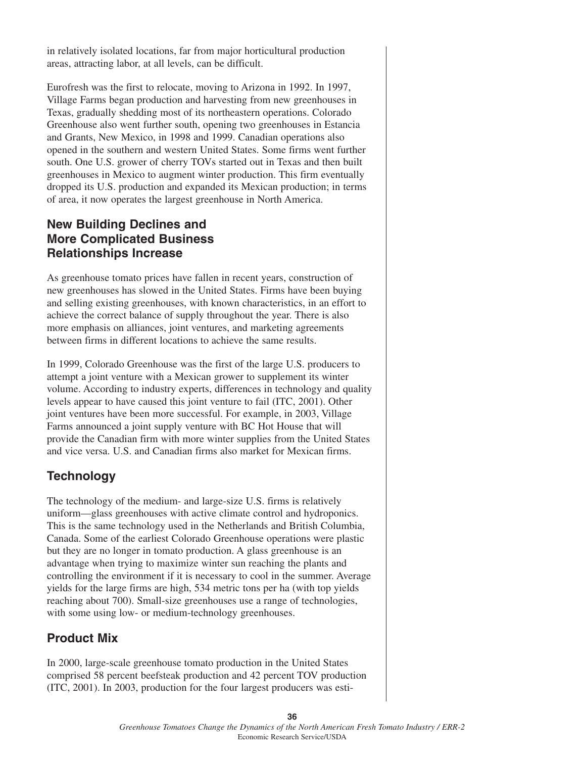in relatively isolated locations, far from major horticultural production areas, attracting labor, at all levels, can be difficult.

Eurofresh was the first to relocate, moving to Arizona in 1992. In 1997, Village Farms began production and harvesting from new greenhouses in Texas, gradually shedding most of its northeastern operations. Colorado Greenhouse also went further south, opening two greenhouses in Estancia and Grants, New Mexico, in 1998 and 1999. Canadian operations also opened in the southern and western United States. Some firms went further south. One U.S. grower of cherry TOVs started out in Texas and then built greenhouses in Mexico to augment winter production. This firm eventually dropped its U.S. production and expanded its Mexican production; in terms of area, it now operates the largest greenhouse in North America.

## New Building Declines and More Complicated Business Relationships Increase

As greenhouse tomato prices have fallen in recent years, construction of new greenhouses has slowed in the United States. Firms have been buying and selling existing greenhouses, with known characteristics, in an effort to achieve the correct balance of supply throughout the year. There is also more emphasis on alliances, joint ventures, and marketing agreements between firms in different locations to achieve the same results.

In 1999, Colorado Greenhouse was the first of the large U.S. producers to attempt a joint venture with a Mexican grower to supplement its winter volume. According to industry experts, differences in technology and quality levels appear to have caused this joint venture to fail (ITC, 2001). Other joint ventures have been more successful. For example, in 2003, Village Farms announced a joint supply venture with BC Hot House that will provide the Canadian firm with more winter supplies from the United States and vice versa. U.S. and Canadian firms also market for Mexican firms.

## Technology

The technology of the medium- and large-size U.S. firms is relatively uniform—glass greenhouses with active climate control and hydroponics. This is the same technology used in the Netherlands and British Columbia, Canada. Some of the earliest Colorado Greenhouse operations were plastic but they are no longer in tomato production. A glass greenhouse is an advantage when trying to maximize winter sun reaching the plants and controlling the environment if it is necessary to cool in the summer. Average yields for the large firms are high, 534 metric tons per ha (with top yields reaching about 700). Small-size greenhouses use a range of technologies, with some using low- or medium-technology greenhouses.

## Product Mix

In 2000, large-scale greenhouse tomato production in the United States comprised 58 percent beefsteak production and 42 percent TOV production (ITC, 2001). In 2003, production for the four largest producers was esti-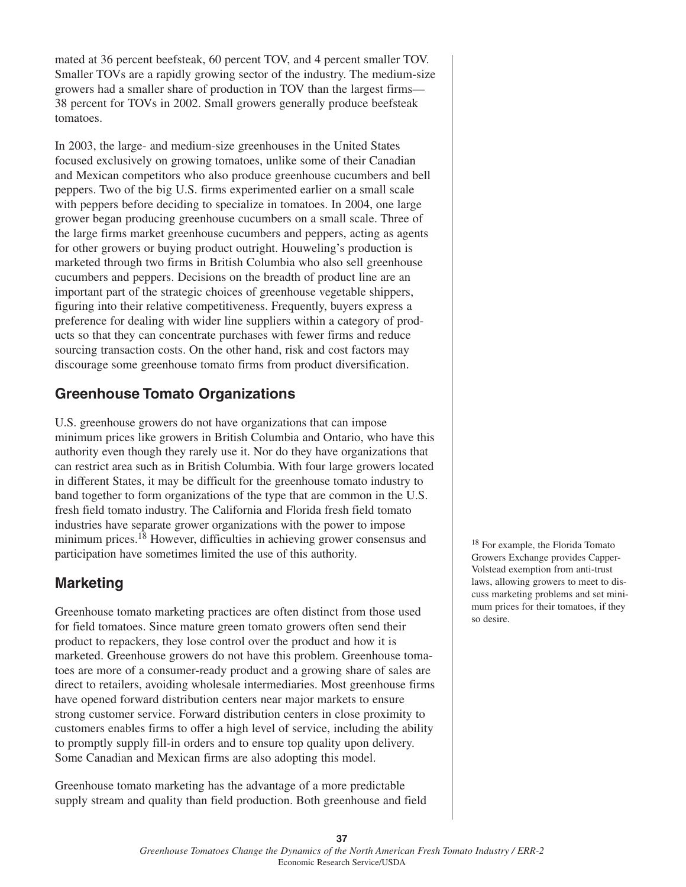mated at 36 percent beefsteak, 60 percent TOV, and 4 percent smaller TOV. Smaller TOVs are a rapidly growing sector of the industry. The medium-size growers had a smaller share of production in TOV than the largest firms—38 percent for TOVs in 2002. Small growers generally produce beefsteak tomatoes.

In 2003, the large- and medium-size greenhouses in the United States focused exclusively on growing tomatoes, unlike some of their Canadian and Mexican competitors who also produce greenhouse cucumbers and bell peppers. Two of the big U.S. firms experimented earlier on a small scale with peppers before deciding to specialize in tomatoes. In 2004, one large grower began producing greenhouse cucumbers on a small scale. Three of the large firms market greenhouse cucumbers and peppers, acting as agents for other growers or buying product outright. Houweling's production is marketed through two firms in British Columbia who also sell greenhouse cucumbers and peppers. Decisions on the breadth of product line are an important part of the strategic choices of greenhouse vegetable shippers, figuring into their relative competitiveness. Frequently, buyers express a preference for dealing with wider line suppliers within a category of products so that they can concentrate purchases with fewer firms and reduce sourcing transaction costs. On the other hand, risk and cost factors may discourage some greenhouse tomato firms from product diversification.

## Greenhouse Tomato Organizations

U.S. greenhouse growers do not have organizations that can impose minimum prices like growers in British Columbia and Ontario, who have this authority even though they rarely use it. Nor do they have organizations that can restrict area such as in British Columbia. With four large growers located in different States, it may be difficult for the greenhouse tomato industry to band together to form organizations of the type that are common in the U.S. fresh field tomato industry. The California and Florida fresh field tomato industries have separate grower organizations with the power to impose minimum prices.[18] However, difficulties in achieving grower consensus and participation have sometimes limited the use of this authority.

[18] For example, the Florida Tomato Growers Exchange provides Capper-Volstead exemption from anti-trust laws, allowing growers to meet to discuss marketing problems and set minimum prices for their tomatoes, if they so desire.

## Marketing

Greenhouse tomato marketing practices are often distinct from those used for field tomatoes. Since mature green tomato growers often send their product to repackers, they lose control over the product and how it is marketed. Greenhouse growers do not have this problem. Greenhouse tomatoes are more of a consumer-ready product and a growing share of sales are direct to retailers, avoiding wholesale intermediaries. Most greenhouse firms have opened forward distribution centers near major markets to ensure strong customer service. Forward distribution centers in close proximity to customers enables firms to offer a high level of service, including the ability to promptly supply fill-in orders and to ensure top quality upon delivery. Some Canadian and Mexican firms are also adopting this model.

Greenhouse tomato marketing has the advantage of a more predictable supply stream and quality than field production. Both greenhouse and field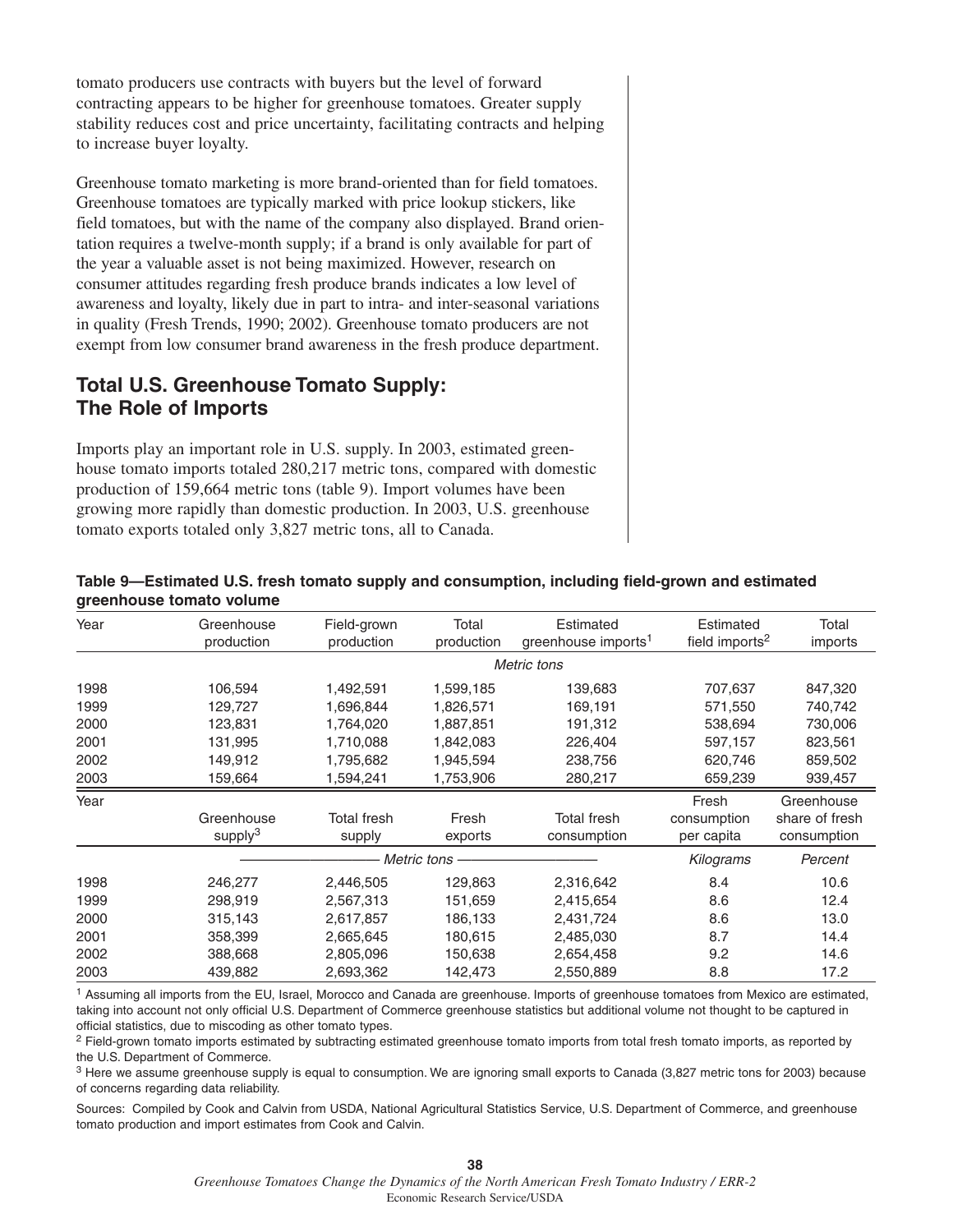tomato producers use contracts with buyers but the level of forward contracting appears to be higher for greenhouse tomatoes. Greater supply stability reduces cost and price uncertainty, facilitating contracts and helping to increase buyer loyalty.

Greenhouse tomato marketing is more brand-oriented than for field tomatoes. Greenhouse tomatoes are typically marked with price lookup stickers, like field tomatoes, but with the name of the company also displayed. Brand orientation requires a twelve-month supply; if a brand is only available for part of the year a valuable asset is not being maximized. However, research on consumer attitudes regarding fresh produce brands indicates a low level of awareness and loyalty, likely due in part to intra- and inter-seasonal variations in quality (Fresh Trends, 1990; 2002). Greenhouse tomato producers are not exempt from low consumer brand awareness in the fresh produce department.

## Total U.S. Greenhouse Tomato Supply: The Role of Imports

Imports play an important role in U.S. supply. In 2003, estimated greenhouse tomato imports totaled 280,217 metric tons, compared with domestic production of 159,664 metric tons (table 9). Import volumes have been growing more rapidly than domestic production. In 2003, U.S. greenhouse tomato exports totaled only 3,827 metric tons, all to Canada.

**Table 9—Estimated U.S. fresh tomato supply and consumption, including field-grown and estimated greenhouse tomato volume**

| Year | Greenhouse production | Field-grown production | Total production | Estimated greenhouse imports[1] | Estimated field imports[2] | Total imports |
|---|---|---|---|---|---|---|
| | | | | *Metric tons* | | |
| 1998 | 106,594 | 1,492,591 | 1,599,185 | 139,683 | 707,637 | 847,320 |
| 1999 | 129,727 | 1,696,844 | 1,826,571 | 169,191 | 571,550 | 740,742 |
| 2000 | 123,831 | 1,764,020 | 1,887,851 | 191,312 | 538,694 | 730,006 |
| 2001 | 131,995 | 1,710,088 | 1,842,083 | 226,404 | 597,157 | 823,561 |
| 2002 | 149,912 | 1,795,682 | 1,945,594 | 238,756 | 620,746 | 859,502 |
| 2003 | 159,664 | 1,594,241 | 1,753,906 | 280,217 | 659,239 | 939,457 |
| **Year** | **Greenhouse supply[3]** | **Total fresh supply** | **Fresh exports** | **Total fresh consumption** | **Fresh consumption per capita** | **Greenhouse share of fresh consumption** |
| | *Metric tons* | | | | *Kilograms* | *Percent* |
| 1998 | 246,277 | 2,446,505 | 129,863 | 2,316,642 | 8.4 | 10.6 |
| 1999 | 298,919 | 2,567,313 | 151,659 | 2,415,654 | 8.6 | 12.4 |
| 2000 | 315,143 | 2,617,857 | 186,133 | 2,431,724 | 8.6 | 13.0 |
| 2001 | 358,399 | 2,665,645 | 180,615 | 2,485,030 | 8.7 | 14.4 |
| 2002 | 388,668 | 2,805,096 | 150,638 | 2,654,458 | 9.2 | 14.6 |
| 2003 | 439,882 | 2,693,362 | 142,473 | 2,550,889 | 8.8 | 17.2 |

[1] Assuming all imports from the EU, Israel, Morocco and Canada are greenhouse. Imports of greenhouse tomatoes from Mexico are estimated, taking into account not only official U.S. Department of Commerce greenhouse statistics but additional volume not thought to be captured in official statistics, due to miscoding as other tomato types.

[2] Field-grown tomato imports estimated by subtracting estimated greenhouse tomato imports from total fresh tomato imports, as reported by the U.S. Department of Commerce.

[3] Here we assume greenhouse supply is equal to consumption. We are ignoring small exports to Canada (3,827 metric tons for 2003) because of concerns regarding data reliability.

Sources: Compiled by Cook and Calvin from USDA, National Agricultural Statistics Service, U.S. Department of Commerce, and greenhouse tomato production and import estimates from Cook and Calvin.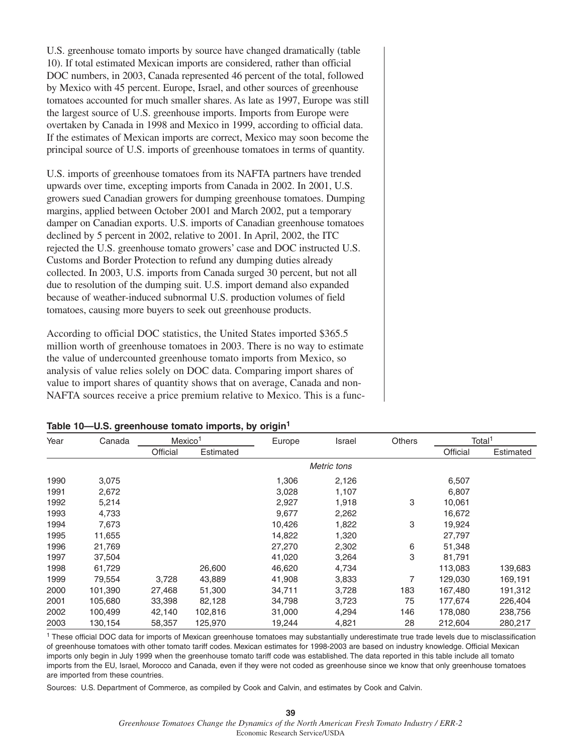U.S. greenhouse tomato imports by source have changed dramatically (table 10). If total estimated Mexican imports are considered, rather than official DOC numbers, in 2003, Canada represented 46 percent of the total, followed by Mexico with 45 percent. Europe, Israel, and other sources of greenhouse tomatoes accounted for much smaller shares. As late as 1997, Europe was still the largest source of U.S. greenhouse imports. Imports from Europe were overtaken by Canada in 1998 and Mexico in 1999, according to official data. If the estimates of Mexican imports are correct, Mexico may soon become the principal source of U.S. imports of greenhouse tomatoes in terms of quantity.

U.S. imports of greenhouse tomatoes from its NAFTA partners have trended upwards over time, excepting imports from Canada in 2002. In 2001, U.S. growers sued Canadian growers for dumping greenhouse tomatoes. Dumping margins, applied between October 2001 and March 2002, put a temporary damper on Canadian exports. U.S. imports of Canadian greenhouse tomatoes declined by 5 percent in 2002, relative to 2001. In April, 2002, the ITC rejected the U.S. greenhouse tomato growers' case and DOC instructed U.S. Customs and Border Protection to refund any dumping duties already collected. In 2003, U.S. imports from Canada surged 30 percent, but not all due to resolution of the dumping suit. U.S. import demand also expanded because of weather-induced subnormal U.S. production volumes of field tomatoes, causing more buyers to seek out greenhouse products.

According to official DOC statistics, the United States imported $365.5 million worth of greenhouse tomatoes in 2003. There is no way to estimate the value of undercounted greenhouse tomato imports from Mexico, so analysis of value relies solely on DOC data. Comparing import shares of value to import shares of quantity shows that on average, Canada and non-NAFTA sources receive a price premium relative to Mexico. This is a func-

**Table 10—U.S. greenhouse tomato imports, by origin[1]**

| Year | Canada | Mexico[1] | | Europe | Israel | Others | Total[1] | |
|---|---|---|---|---|---|---|---|---|
| | | Official | Estimated | | | | Official | Estimated |
| | | | | | *Metric tons* | | | |
| 1990 | 3,075 | | | 1,306 | 2,126 | | 6,507 | |
| 1991 | 2,672 | | | 3,028 | 1,107 | | 6,807 | |
| 1992 | 5,214 | | | 2,927 | 1,918 | 3 | 10,061 | |
| 1993 | 4,733 | | | 9,677 | 2,262 | | 16,672 | |
| 1994 | 7,673 | | | 10,426 | 1,822 | 3 | 19,924 | |
| 1995 | 11,655 | | | 14,822 | 1,320 | | 27,797 | |
| 1996 | 21,769 | | | 27,270 | 2,302 | 6 | 51,348 | |
| 1997 | 37,504 | | | 41,020 | 3,264 | 3 | 81,791 | |
| 1998 | 61,729 | | 26,600 | 46,620 | 4,734 | | 113,083 | 139,683 |
| 1999 | 79,554 | 3,728 | 43,889 | 41,908 | 3,833 | 7 | 129,030 | 169,191 |
| 2000 | 101,390 | 27,468 | 51,300 | 34,711 | 3,728 | 183 | 167,480 | 191,312 |
| 2001 | 105,680 | 33,398 | 82,128 | 34,798 | 3,723 | 75 | 177,674 | 226,404 |
| 2002 | 100,499 | 42,140 | 102,816 | 31,000 | 4,294 | 146 | 178,080 | 238,756 |
| 2003 | 130,154 | 58,357 | 125,970 | 19,244 | 4,821 | 28 | 212,604 | 280,217 |

[1] These official DOC data for imports of Mexican greenhouse tomatoes may substantially underestimate true trade levels due to misclassification of greenhouse tomatoes with other tomato tariff codes. Mexican estimates for 1998-2003 are based on industry knowledge. Official Mexican imports only begin in July 1999 when the greenhouse tomato tariff code was established. The data reported in this table include all tomato imports from the EU, Israel, Morocco and Canada, even if they were not coded as greenhouse since we know that only greenhouse tomatoes are imported from these countries.

Sources: U.S. Department of Commerce, as compiled by Cook and Calvin, and estimates by Cook and Calvin.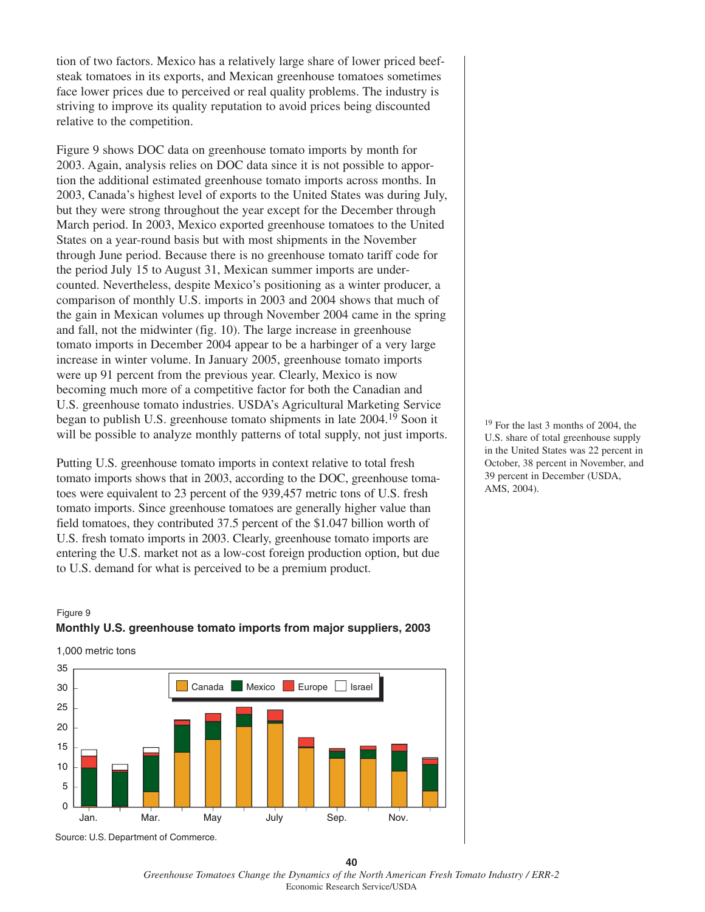tion of two factors. Mexico has a relatively large share of lower priced beefsteak tomatoes in its exports, and Mexican greenhouse tomatoes sometimes face lower prices due to perceived or real quality problems. The industry is striving to improve its quality reputation to avoid prices being discounted relative to the competition.

Figure 9 shows DOC data on greenhouse tomato imports by month for 2003. Again, analysis relies on DOC data since it is not possible to apportion the additional estimated greenhouse tomato imports across months. In 2003, Canada's highest level of exports to the United States was during July, but they were strong throughout the year except for the December through March period. In 2003, Mexico exported greenhouse tomatoes to the United States on a year-round basis but with most shipments in the November through June period. Because there is no greenhouse tomato tariff code for the period July 15 to August 31, Mexican summer imports are undercounted. Nevertheless, despite Mexico's positioning as a winter producer, a comparison of monthly U.S. imports in 2003 and 2004 shows that much of the gain in Mexican volumes up through November 2004 came in the spring and fall, not the midwinter (fig. 10). The large increase in greenhouse tomato imports in December 2004 appear to be a harbinger of a very large increase in winter volume. In January 2005, greenhouse tomato imports were up 91 percent from the previous year. Clearly, Mexico is now becoming much more of a competitive factor for both the Canadian and U.S. greenhouse tomato industries. USDA's Agricultural Marketing Service began to publish U.S. greenhouse tomato shipments in late 2004.[19] Soon it will be possible to analyze monthly patterns of total supply, not just imports.

Putting U.S. greenhouse tomato imports in context relative to total fresh tomato imports shows that in 2003, according to the DOC, greenhouse tomatoes were equivalent to 23 percent of the 939,457 metric tons of U.S. fresh tomato imports. Since greenhouse tomatoes are generally higher value than field tomatoes, they contributed 37.5 percent of the $1.047 billion worth of U.S. fresh tomato imports in 2003. Clearly, greenhouse tomato imports are entering the U.S. market not as a low-cost foreign production option, but due to U.S. demand for what is perceived to be a premium product.

[19] For the last 3 months of 2004, the U.S. share of total greenhouse supply in the United States was 22 percent in October, 38 percent in November, and 39 percent in December (USDA, AMS, 2004).

Figure 9

**Monthly U.S. greenhouse tomato imports from major suppliers, 2003**

1,000 metric tons

Canada / Mexico / Europe / Israel

Jan. Mar. May July Sep. Nov.

Source: U.S. Department of Commerce.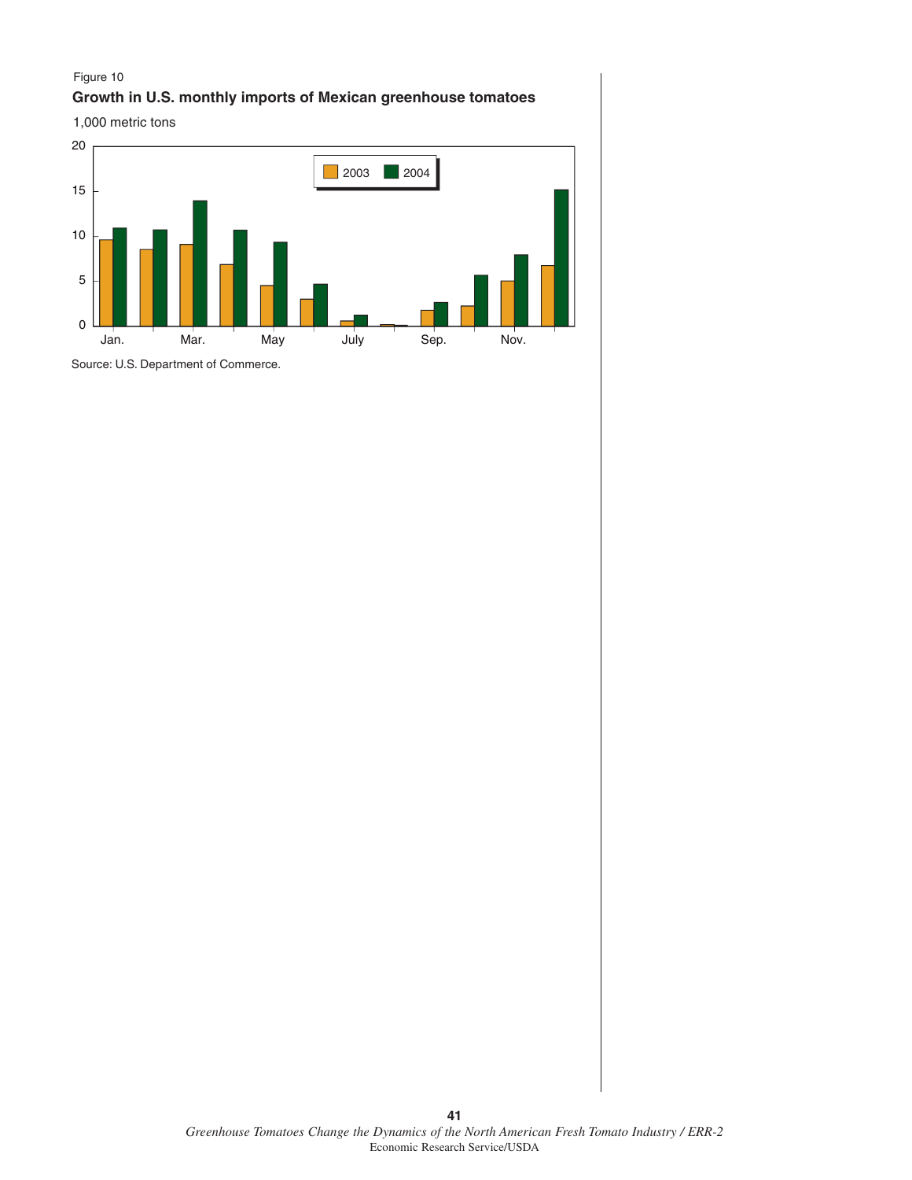Figure 10

**Growth in U.S. monthly imports of Mexican greenhouse tomatoes**

1,000 metric tons

20

15

10

5

0

2003 2004

Jan. Mar. May July Sep. Nov.

Source: U.S. Department of Commerce.